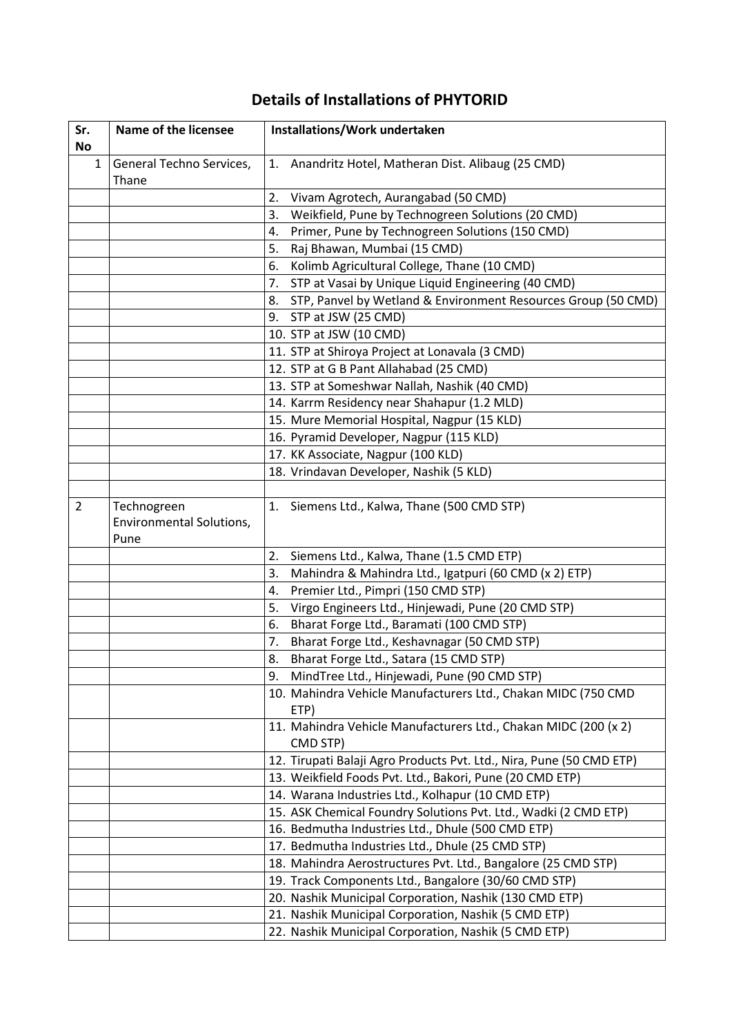# Details of Installations of PHYTORID

| Sr. No | Name of the licensee | Installations/Work undertaken |
|---|---|---|
| 1 | General Techno Services, Thane | 1. Anandritz Hotel, Matheran Dist. Alibaug (25 CMD) |
| | | 2. Vivam Agrotech, Aurangabad (50 CMD) |
| | | 3. Weikfield, Pune by Technogreen Solutions (20 CMD) |
| | | 4. Primer, Pune by Technogreen Solutions (150 CMD) |
| | | 5. Raj Bhawan, Mumbai (15 CMD) |
| | | 6. Kolimb Agricultural College, Thane (10 CMD) |
| | | 7. STP at Vasai by Unique Liquid Engineering (40 CMD) |
| | | 8. STP, Panvel by Wetland & Environment Resources Group (50 CMD) |
| | | 9. STP at JSW (25 CMD) |
| | | 10. STP at JSW (10 CMD) |
| | | 11. STP at Shiroya Project at Lonavala (3 CMD) |
| | | 12. STP at G B Pant Allahabad (25 CMD) |
| | | 13. STP at Someshwar Nallah, Nashik (40 CMD) |
| | | 14. Karrm Residency near Shahapur (1.2 MLD) |
| | | 15. Mure Memorial Hospital, Nagpur (15 KLD) |
| | | 16. Pyramid Developer, Nagpur (115 KLD) |
| | | 17. KK Associate, Nagpur (100 KLD) |
| | | 18. Vrindavan Developer, Nashik (5 KLD) |
| | | |
| 2 | Technogreen Environmental Solutions, Pune | 1. Siemens Ltd., Kalwa, Thane (500 CMD STP) |
| | | 2. Siemens Ltd., Kalwa, Thane (1.5 CMD ETP) |
| | | 3. Mahindra & Mahindra Ltd., Igatpuri (60 CMD (x 2) ETP) |
| | | 4. Premier Ltd., Pimpri (150 CMD STP) |
| | | 5. Virgo Engineers Ltd., Hinjewadi, Pune (20 CMD STP) |
| | | 6. Bharat Forge Ltd., Baramati (100 CMD STP) |
| | | 7. Bharat Forge Ltd., Keshavnagar (50 CMD STP) |
| | | 8. Bharat Forge Ltd., Satara (15 CMD STP) |
| | | 9. MindTree Ltd., Hinjewadi, Pune (90 CMD STP) |
| | | 10. Mahindra Vehicle Manufacturers Ltd., Chakan MIDC (750 CMD ETP) |
| | | 11. Mahindra Vehicle Manufacturers Ltd., Chakan MIDC (200 (x 2) CMD STP) |
| | | 12. Tirupati Balaji Agro Products Pvt. Ltd., Nira, Pune (50 CMD ETP) |
| | | 13. Weikfield Foods Pvt. Ltd., Bakori, Pune (20 CMD ETP) |
| | | 14. Warana Industries Ltd., Kolhapur (10 CMD ETP) |
| | | 15. ASK Chemical Foundry Solutions Pvt. Ltd., Wadki (2 CMD ETP) |
| | | 16. Bedmutha Industries Ltd., Dhule (500 CMD ETP) |
| | | 17. Bedmutha Industries Ltd., Dhule (25 CMD STP) |
| | | 18. Mahindra Aerostructures Pvt. Ltd., Bangalore (25 CMD STP) |
| | | 19. Track Components Ltd., Bangalore (30/60 CMD STP) |
| | | 20. Nashik Municipal Corporation, Nashik (130 CMD ETP) |
| | | 21. Nashik Municipal Corporation, Nashik (5 CMD ETP) |
| | | 22. Nashik Municipal Corporation, Nashik (5 CMD ETP) |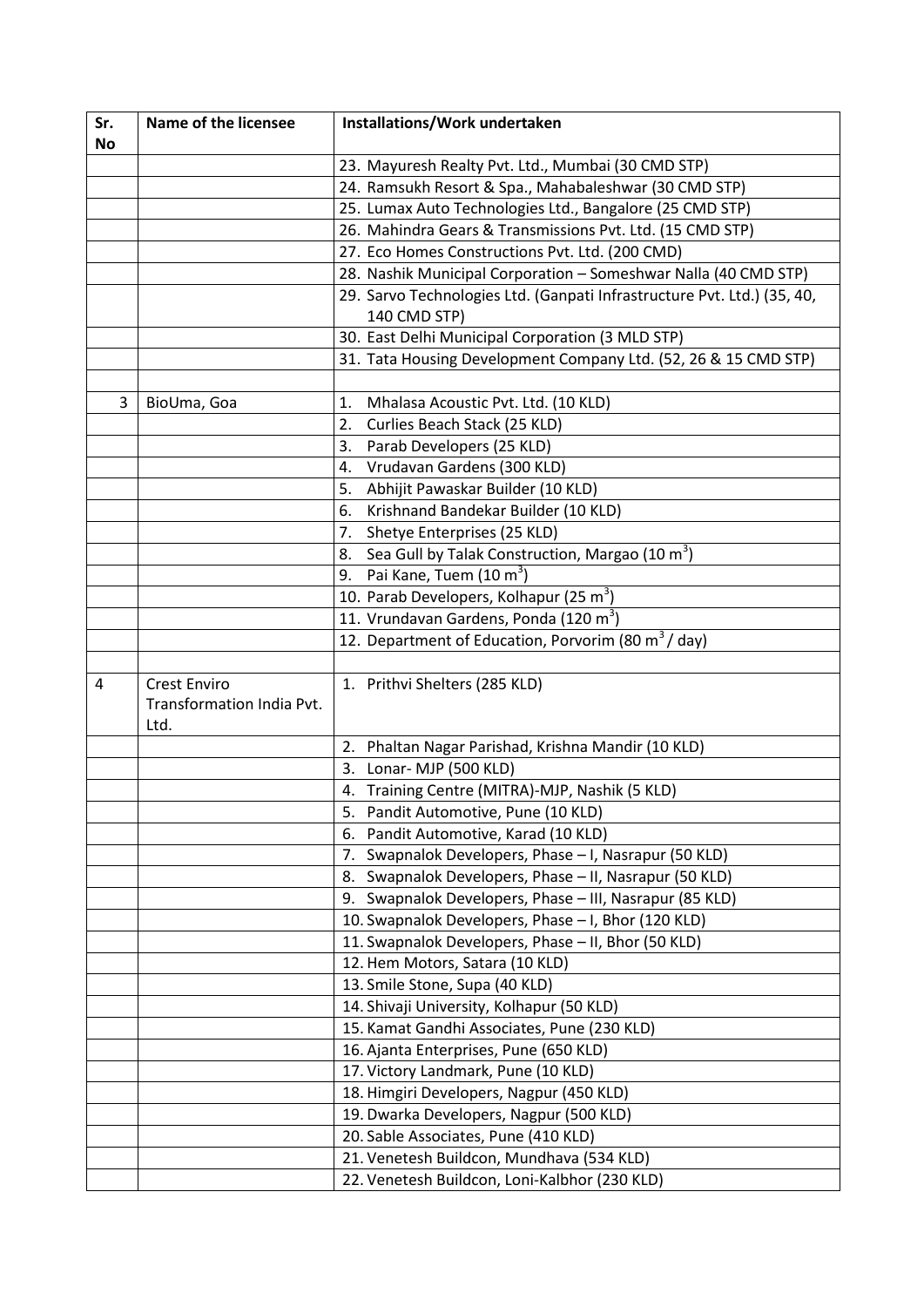| Sr. No | Name of the licensee | Installations/Work undertaken |
|---|---|---|
| | | 23. Mayuresh Realty Pvt. Ltd., Mumbai (30 CMD STP) |
| | | 24. Ramsukh Resort & Spa., Mahabaleshwar (30 CMD STP) |
| | | 25. Lumax Auto Technologies Ltd., Bangalore (25 CMD STP) |
| | | 26. Mahindra Gears & Transmissions Pvt. Ltd. (15 CMD STP) |
| | | 27. Eco Homes Constructions Pvt. Ltd. (200 CMD) |
| | | 28. Nashik Municipal Corporation – Someshwar Nalla (40 CMD STP) |
| | | 29. Sarvo Technologies Ltd. (Ganpati Infrastructure Pvt. Ltd.) (35, 40, 140 CMD STP) |
| | | 30. East Delhi Municipal Corporation (3 MLD STP) |
| | | 31. Tata Housing Development Company Ltd. (52, 26 & 15 CMD STP) |
| | | |
| 3 | BioUma, Goa | 1. Mhalasa Acoustic Pvt. Ltd. (10 KLD) |
| | | 2. Curlies Beach Stack (25 KLD) |
| | | 3. Parab Developers (25 KLD) |
| | | 4. Vrudavan Gardens (300 KLD) |
| | | 5. Abhijit Pawaskar Builder (10 KLD) |
| | | 6. Krishnand Bandekar Builder (10 KLD) |
| | | 7. Shetye Enterprises (25 KLD) |
| | | 8. Sea Gull by Talak Construction, Margao (10 $m^3$) |
| | | 9. Pai Kane, Tuem (10 $m^3$) |
| | | 10. Parab Developers, Kolhapur (25 $m^3$) |
| | | 11. Vrundavan Gardens, Ponda (120 $m^3$) |
| | | 12. Department of Education, Porvorim (80 $m^3$ / day) |
| | | |
| 4 | Crest Enviro Transformation India Pvt. Ltd. | 1. Prithvi Shelters (285 KLD) |
| | | 2. Phaltan Nagar Parishad, Krishna Mandir (10 KLD) |
| | | 3. Lonar- MJP (500 KLD) |
| | | 4. Training Centre (MITRA)-MJP, Nashik (5 KLD) |
| | | 5. Pandit Automotive, Pune (10 KLD) |
| | | 6. Pandit Automotive, Karad (10 KLD) |
| | | 7. Swapnalok Developers, Phase – I, Nasrapur (50 KLD) |
| | | 8. Swapnalok Developers, Phase – II, Nasrapur (50 KLD) |
| | | 9. Swapnalok Developers, Phase – III, Nasrapur (85 KLD) |
| | | 10. Swapnalok Developers, Phase – I, Bhor (120 KLD) |
| | | 11. Swapnalok Developers, Phase – II, Bhor (50 KLD) |
| | | 12. Hem Motors, Satara (10 KLD) |
| | | 13. Smile Stone, Supa (40 KLD) |
| | | 14. Shivaji University, Kolhapur (50 KLD) |
| | | 15. Kamat Gandhi Associates, Pune (230 KLD) |
| | | 16. Ajanta Enterprises, Pune (650 KLD) |
| | | 17. Victory Landmark, Pune (10 KLD) |
| | | 18. Himgiri Developers, Nagpur (450 KLD) |
| | | 19. Dwarka Developers, Nagpur (500 KLD) |
| | | 20. Sable Associates, Pune (410 KLD) |
| | | 21. Venetesh Buildcon, Mundhava (534 KLD) |
| | | 22. Venetesh Buildcon, Loni-Kalbhor (230 KLD) |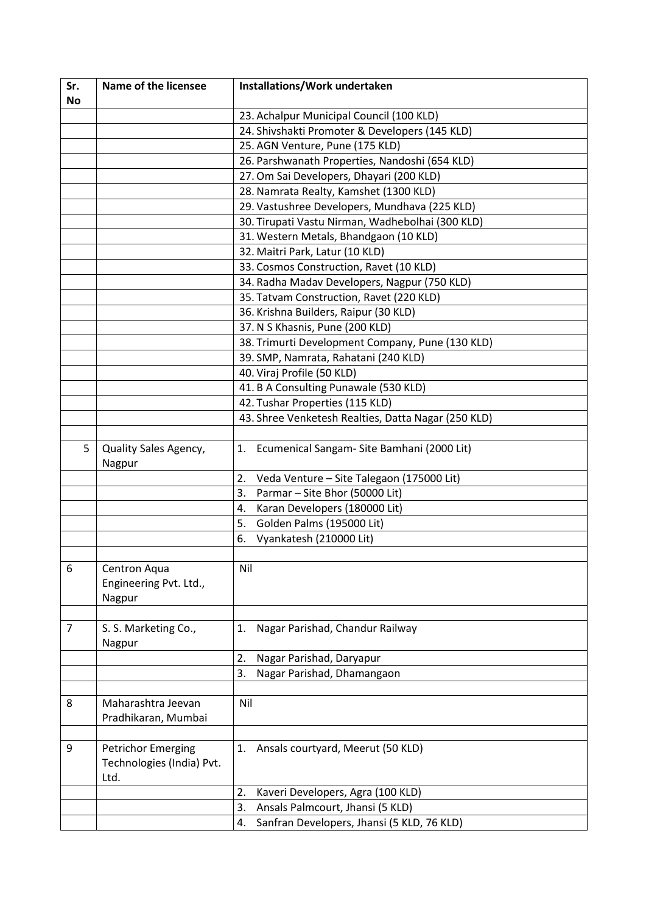| Sr. No | Name of the licensee | Installations/Work undertaken |
|---|---|---|
| | | 23. Achalpur Municipal Council (100 KLD) |
| | | 24. Shivshakti Promoter & Developers (145 KLD) |
| | | 25. AGN Venture, Pune (175 KLD) |
| | | 26. Parshwanath Properties, Nandoshi (654 KLD) |
| | | 27. Om Sai Developers, Dhayari (200 KLD) |
| | | 28. Namrata Realty, Kamshet (1300 KLD) |
| | | 29. Vastushree Developers, Mundhava (225 KLD) |
| | | 30. Tirupati Vastu Nirman, Wadhebolhai (300 KLD) |
| | | 31. Western Metals, Bhandgaon (10 KLD) |
| | | 32. Maitri Park, Latur (10 KLD) |
| | | 33. Cosmos Construction, Ravet (10 KLD) |
| | | 34. Radha Madav Developers, Nagpur (750 KLD) |
| | | 35. Tatvam Construction, Ravet (220 KLD) |
| | | 36. Krishna Builders, Raipur (30 KLD) |
| | | 37. N S Khasnis, Pune (200 KLD) |
| | | 38. Trimurti Development Company, Pune (130 KLD) |
| | | 39. SMP, Namrata, Rahatani (240 KLD) |
| | | 40. Viraj Profile (50 KLD) |
| | | 41. B A Consulting Punawale (530 KLD) |
| | | 42. Tushar Properties (115 KLD) |
| | | 43. Shree Venketesh Realties, Datta Nagar (250 KLD) |
| | | |
| 5 | Quality Sales Agency, Nagpur | 1. Ecumenical Sangam- Site Bamhani (2000 Lit) |
| | | 2. Veda Venture – Site Talegaon (175000 Lit) |
| | | 3. Parmar – Site Bhor (50000 Lit) |
| | | 4. Karan Developers (180000 Lit) |
| | | 5. Golden Palms (195000 Lit) |
| | | 6. Vyankatesh (210000 Lit) |
| | | |
| 6 | Centron Aqua Engineering Pvt. Ltd., Nagpur | Nil |
| | | |
| 7 | S. S. Marketing Co., Nagpur | 1. Nagar Parishad, Chandur Railway |
| | | 2. Nagar Parishad, Daryapur |
| | | 3. Nagar Parishad, Dhamangaon |
| | | |
| 8 | Maharashtra Jeevan Pradhikaran, Mumbai | Nil |
| | | |
| 9 | Petrichor Emerging Technologies (India) Pvt. Ltd. | 1. Ansals courtyard, Meerut (50 KLD) |
| | | 2. Kaveri Developers, Agra (100 KLD) |
| | | 3. Ansals Palmcourt, Jhansi (5 KLD) |
| | | 4. Sanfran Developers, Jhansi (5 KLD, 76 KLD) |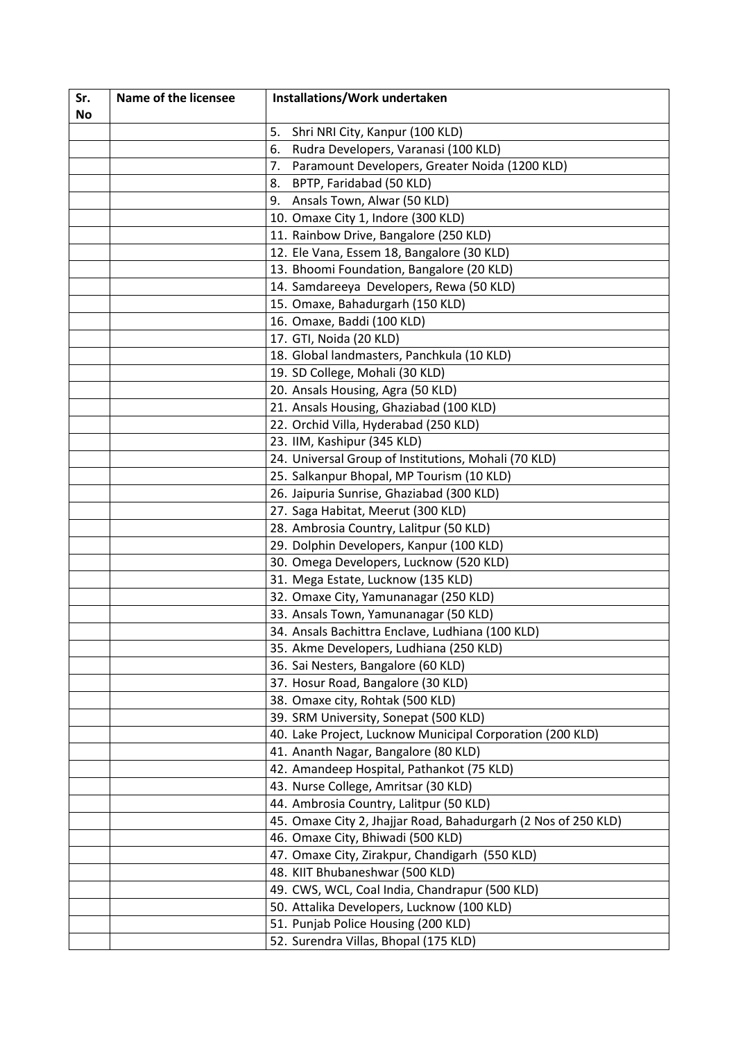| Sr. No | Name of the licensee | Installations/Work undertaken |
|---|---|---|
| | | 5. Shri NRI City, Kanpur (100 KLD) |
| | | 6. Rudra Developers, Varanasi (100 KLD) |
| | | 7. Paramount Developers, Greater Noida (1200 KLD) |
| | | 8. BPTP, Faridabad (50 KLD) |
| | | 9. Ansals Town, Alwar (50 KLD) |
| | | 10. Omaxe City 1, Indore (300 KLD) |
| | | 11. Rainbow Drive, Bangalore (250 KLD) |
| | | 12. Ele Vana, Essem 18, Bangalore (30 KLD) |
| | | 13. Bhoomi Foundation, Bangalore (20 KLD) |
| | | 14. Samdareeya Developers, Rewa (50 KLD) |
| | | 15. Omaxe, Bahadurgarh (150 KLD) |
| | | 16. Omaxe, Baddi (100 KLD) |
| | | 17. GTI, Noida (20 KLD) |
| | | 18. Global landmasters, Panchkula (10 KLD) |
| | | 19. SD College, Mohali (30 KLD) |
| | | 20. Ansals Housing, Agra (50 KLD) |
| | | 21. Ansals Housing, Ghaziabad (100 KLD) |
| | | 22. Orchid Villa, Hyderabad (250 KLD) |
| | | 23. IIM, Kashipur (345 KLD) |
| | | 24. Universal Group of Institutions, Mohali (70 KLD) |
| | | 25. Salkanpur Bhopal, MP Tourism (10 KLD) |
| | | 26. Jaipuria Sunrise, Ghaziabad (300 KLD) |
| | | 27. Saga Habitat, Meerut (300 KLD) |
| | | 28. Ambrosia Country, Lalitpur (50 KLD) |
| | | 29. Dolphin Developers, Kanpur (100 KLD) |
| | | 30. Omega Developers, Lucknow (520 KLD) |
| | | 31. Mega Estate, Lucknow (135 KLD) |
| | | 32. Omaxe City, Yamunanagar (250 KLD) |
| | | 33. Ansals Town, Yamunanagar (50 KLD) |
| | | 34. Ansals Bachittra Enclave, Ludhiana (100 KLD) |
| | | 35. Akme Developers, Ludhiana (250 KLD) |
| | | 36. Sai Nesters, Bangalore (60 KLD) |
| | | 37. Hosur Road, Bangalore (30 KLD) |
| | | 38. Omaxe city, Rohtak (500 KLD) |
| | | 39. SRM University, Sonepat (500 KLD) |
| | | 40. Lake Project, Lucknow Municipal Corporation (200 KLD) |
| | | 41. Ananth Nagar, Bangalore (80 KLD) |
| | | 42. Amandeep Hospital, Pathankot (75 KLD) |
| | | 43. Nurse College, Amritsar (30 KLD) |
| | | 44. Ambrosia Country, Lalitpur (50 KLD) |
| | | 45. Omaxe City 2, Jhajjar Road, Bahadurgarh (2 Nos of 250 KLD) |
| | | 46. Omaxe City, Bhiwadi (500 KLD) |
| | | 47. Omaxe City, Zirakpur, Chandigarh (550 KLD) |
| | | 48. KIIT Bhubaneshwar (500 KLD) |
| | | 49. CWS, WCL, Coal India, Chandrapur (500 KLD) |
| | | 50. Attalika Developers, Lucknow (100 KLD) |
| | | 51. Punjab Police Housing (200 KLD) |
| | | 52. Surendra Villas, Bhopal (175 KLD) |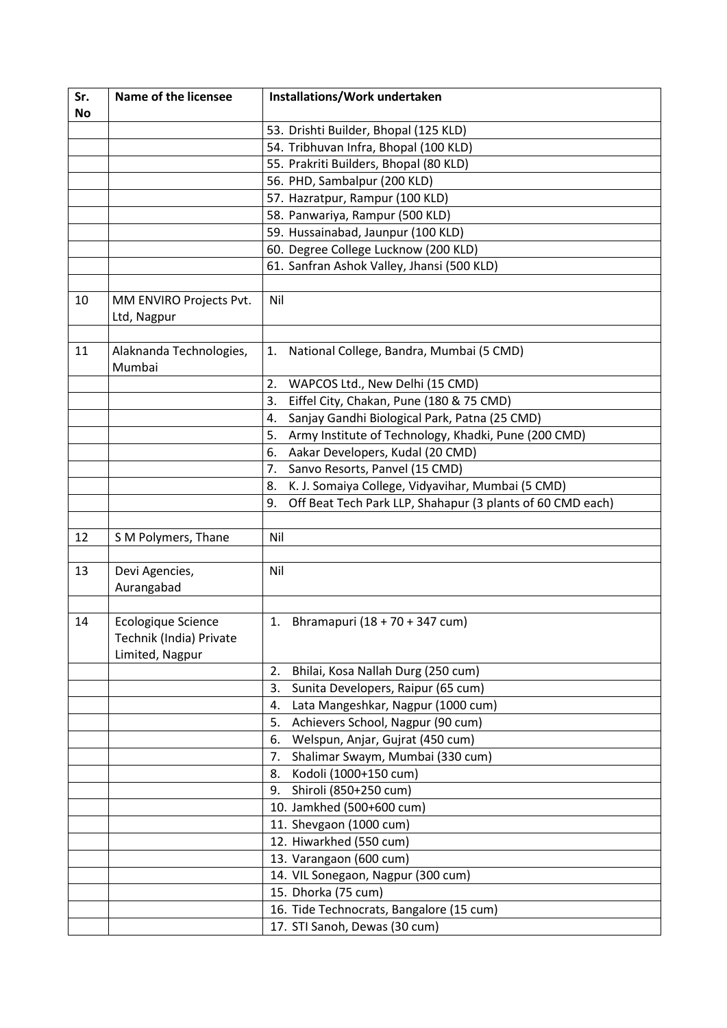| Sr. No | Name of the licensee | Installations/Work undertaken |
|---|---|---|
| | | 53. Drishti Builder, Bhopal (125 KLD) |
| | | 54. Tribhuvan Infra, Bhopal (100 KLD) |
| | | 55. Prakriti Builders, Bhopal (80 KLD) |
| | | 56. PHD, Sambalpur (200 KLD) |
| | | 57. Hazratpur, Rampur (100 KLD) |
| | | 58. Panwariya, Rampur (500 KLD) |
| | | 59. Hussainabad, Jaunpur (100 KLD) |
| | | 60. Degree College Lucknow (200 KLD) |
| | | 61. Sanfran Ashok Valley, Jhansi (500 KLD) |
| | | |
| 10 | MM ENVIRO Projects Pvt. Ltd, Nagpur | Nil |
| | | |
| 11 | Alaknanda Technologies, Mumbai | 1. National College, Bandra, Mumbai (5 CMD) |
| | | 2. WAPCOS Ltd., New Delhi (15 CMD) |
| | | 3. Eiffel City, Chakan, Pune (180 & 75 CMD) |
| | | 4. Sanjay Gandhi Biological Park, Patna (25 CMD) |
| | | 5. Army Institute of Technology, Khadki, Pune (200 CMD) |
| | | 6. Aakar Developers, Kudal (20 CMD) |
| | | 7. Sanvo Resorts, Panvel (15 CMD) |
| | | 8. K. J. Somaiya College, Vidyavihar, Mumbai (5 CMD) |
| | | 9. Off Beat Tech Park LLP, Shahapur (3 plants of 60 CMD each) |
| | | |
| 12 | S M Polymers, Thane | Nil |
| | | |
| 13 | Devi Agencies, Aurangabad | Nil |
| | | |
| 14 | Ecologique Science Technik (India) Private Limited, Nagpur | 1. Bhramapuri (18 + 70 + 347 cum) |
| | | 2. Bhilai, Kosa Nallah Durg (250 cum) |
| | | 3. Sunita Developers, Raipur (65 cum) |
| | | 4. Lata Mangeshkar, Nagpur (1000 cum) |
| | | 5. Achievers School, Nagpur (90 cum) |
| | | 6. Welspun, Anjar, Gujrat (450 cum) |
| | | 7. Shalimar Swaym, Mumbai (330 cum) |
| | | 8. Kodoli (1000+150 cum) |
| | | 9. Shiroli (850+250 cum) |
| | | 10. Jamkhed (500+600 cum) |
| | | 11. Shevgaon (1000 cum) |
| | | 12. Hiwarkhed (550 cum) |
| | | 13. Varangaon (600 cum) |
| | | 14. VIL Sonegaon, Nagpur (300 cum) |
| | | 15. Dhorka (75 cum) |
| | | 16. Tide Technocrats, Bangalore (15 cum) |
| | | 17. STI Sanoh, Dewas (30 cum) |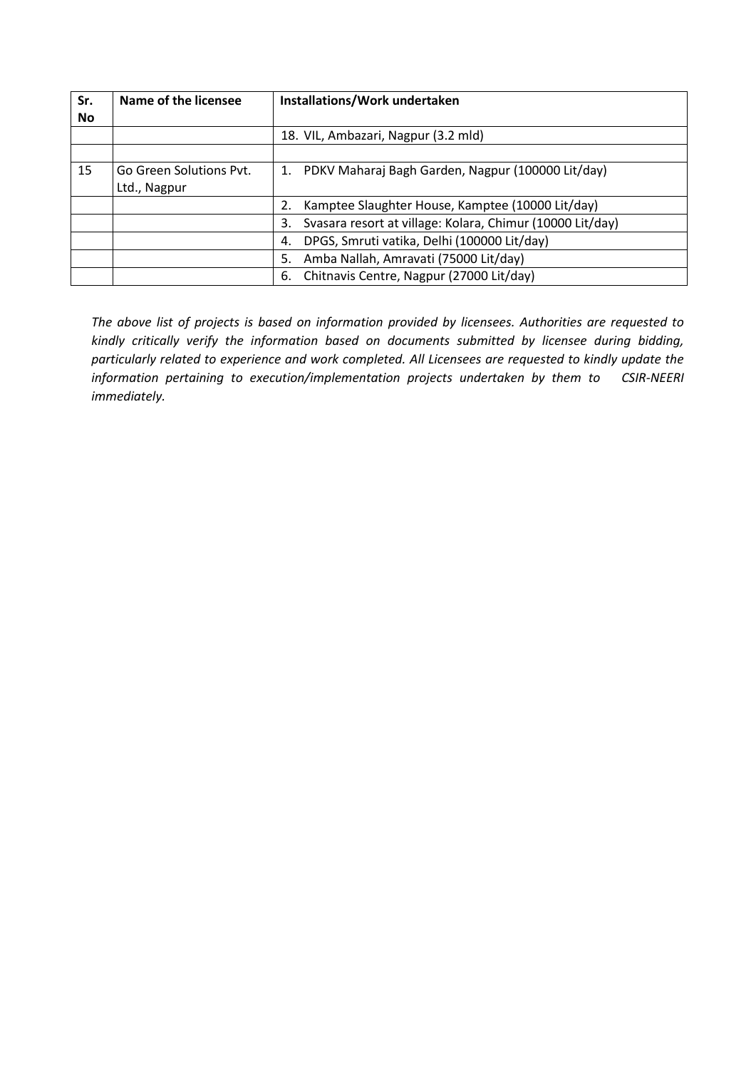| Sr. No | Name of the licensee | Installations/Work undertaken |
|---|---|---|
| | | 18. VIL, Ambazari, Nagpur (3.2 mld) |
| | | |
| 15 | Go Green Solutions Pvt. Ltd., Nagpur | 1. PDKV Maharaj Bagh Garden, Nagpur (100000 Lit/day) |
| | | 2. Kamptee Slaughter House, Kamptee (10000 Lit/day) |
| | | 3. Svasara resort at village: Kolara, Chimur (10000 Lit/day) |
| | | 4. DPGS, Smruti vatika, Delhi (100000 Lit/day) |
| | | 5. Amba Nallah, Amravati (75000 Lit/day) |
| | | 6. Chitnavis Centre, Nagpur (27000 Lit/day) |

*The above list of projects is based on information provided by licensees. Authorities are requested to kindly critically verify the information based on documents submitted by licensee during bidding, particularly related to experience and work completed. All Licensees are requested to kindly update the information pertaining to execution/implementation projects undertaken by them to CSIR-NEERI immediately.*